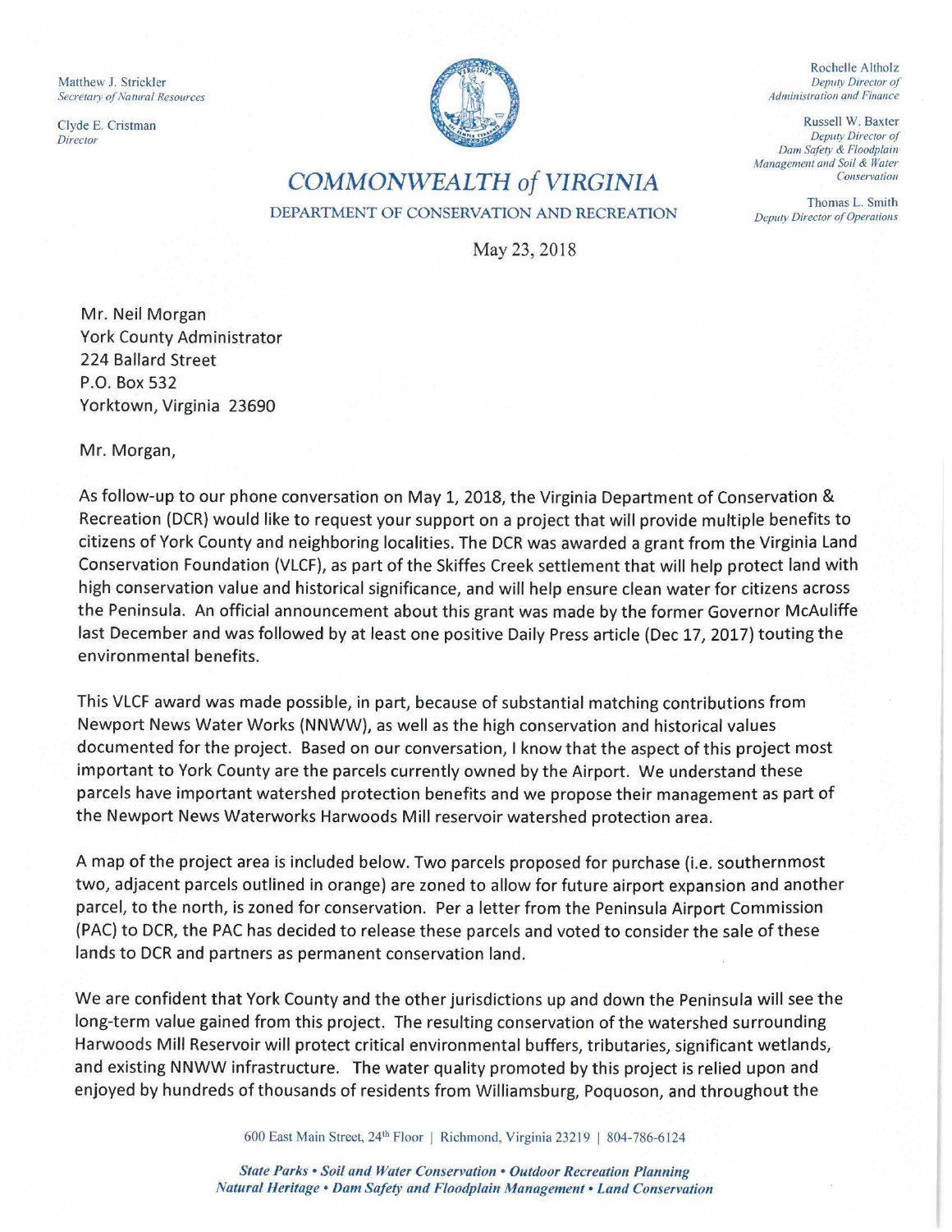Matthew J. Strickler
*Secretary of Natural Resources*

Clyde E. Cristman
*Director*

Rochelle Altholz
*Deputy Director of Administration and Finance*

Russell W. Baxter
*Deputy Director of Dam Safety & Floodplain Management and Soil & Water Conservation*

Thomas L. Smith
*Deputy Director of Operations*

# *COMMONWEALTH of VIRGINIA*

DEPARTMENT OF CONSERVATION AND RECREATION

May 23, 2018

Mr. Neil Morgan
York County Administrator
224 Ballard Street
P.O. Box 532
Yorktown, Virginia 23690

Mr. Morgan,

As follow-up to our phone conversation on May 1, 2018, the Virginia Department of Conservation & Recreation (DCR) would like to request your support on a project that will provide multiple benefits to citizens of York County and neighboring localities. The DCR was awarded a grant from the Virginia Land Conservation Foundation (VLCF), as part of the Skiffes Creek settlement that will help protect land with high conservation value and historical significance, and will help ensure clean water for citizens across the Peninsula. An official announcement about this grant was made by the former Governor McAuliffe last December and was followed by at least one positive Daily Press article (Dec 17, 2017) touting the environmental benefits.

This VLCF award was made possible, in part, because of substantial matching contributions from Newport News Water Works (NNWW), as well as the high conservation and historical values documented for the project. Based on our conversation, I know that the aspect of this project most important to York County are the parcels currently owned by the Airport. We understand these parcels have important watershed protection benefits and we propose their management as part of the Newport News Waterworks Harwoods Mill reservoir watershed protection area.

A map of the project area is included below. Two parcels proposed for purchase (i.e. southernmost two, adjacent parcels outlined in orange) are zoned to allow for future airport expansion and another parcel, to the north, is zoned for conservation. Per a letter from the Peninsula Airport Commission (PAC) to DCR, the PAC has decided to release these parcels and voted to consider the sale of these lands to DCR and partners as permanent conservation land.

We are confident that York County and the other jurisdictions up and down the Peninsula will see the long-term value gained from this project. The resulting conservation of the watershed surrounding Harwoods Mill Reservoir will protect critical environmental buffers, tributaries, significant wetlands, and existing NNWW infrastructure. The water quality promoted by this project is relied upon and enjoyed by hundreds of thousands of residents from Williamsburg, Poquoson, and throughout the

600 East Main Street, 24th Floor | Richmond, Virginia 23219 | 804-786-6124

***State Parks • Soil and Water Conservation • Outdoor Recreation Planning***
***Natural Heritage • Dam Safety and Floodplain Management • Land Conservation***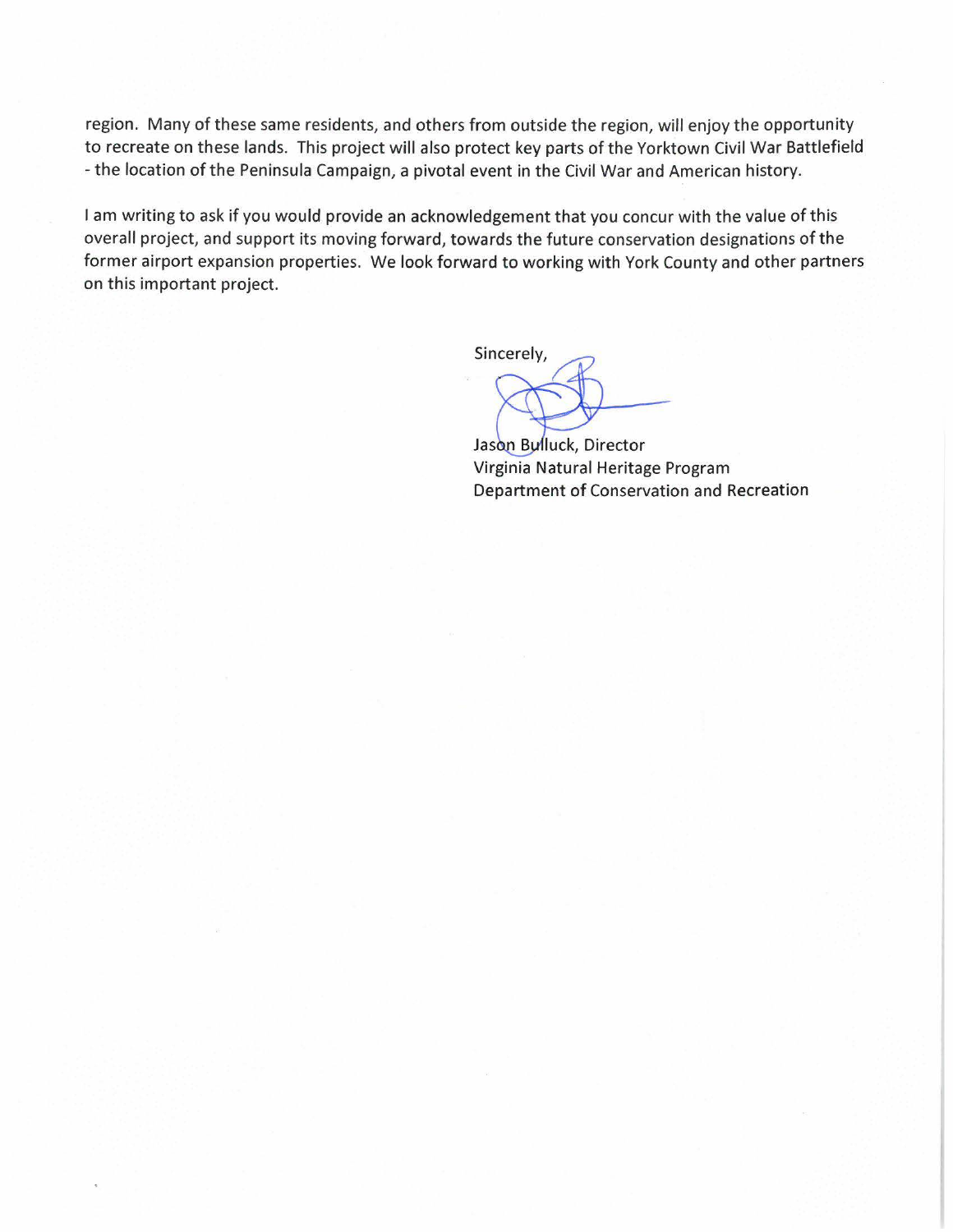region. Many of these same residents, and others from outside the region, will enjoy the opportunity to recreate on these lands. This project will also protect key parts of the Yorktown Civil War Battlefield - the location of the Peninsula Campaign, a pivotal event in the Civil War and American history.

I am writing to ask if you would provide an acknowledgement that you concur with the value of this overall project, and support its moving forward, towards the future conservation designations of the former airport expansion properties. We look forward to working with York County and other partners on this important project.

Sincerely,

Jason Bulluck, Director
Virginia Natural Heritage Program
Department of Conservation and Recreation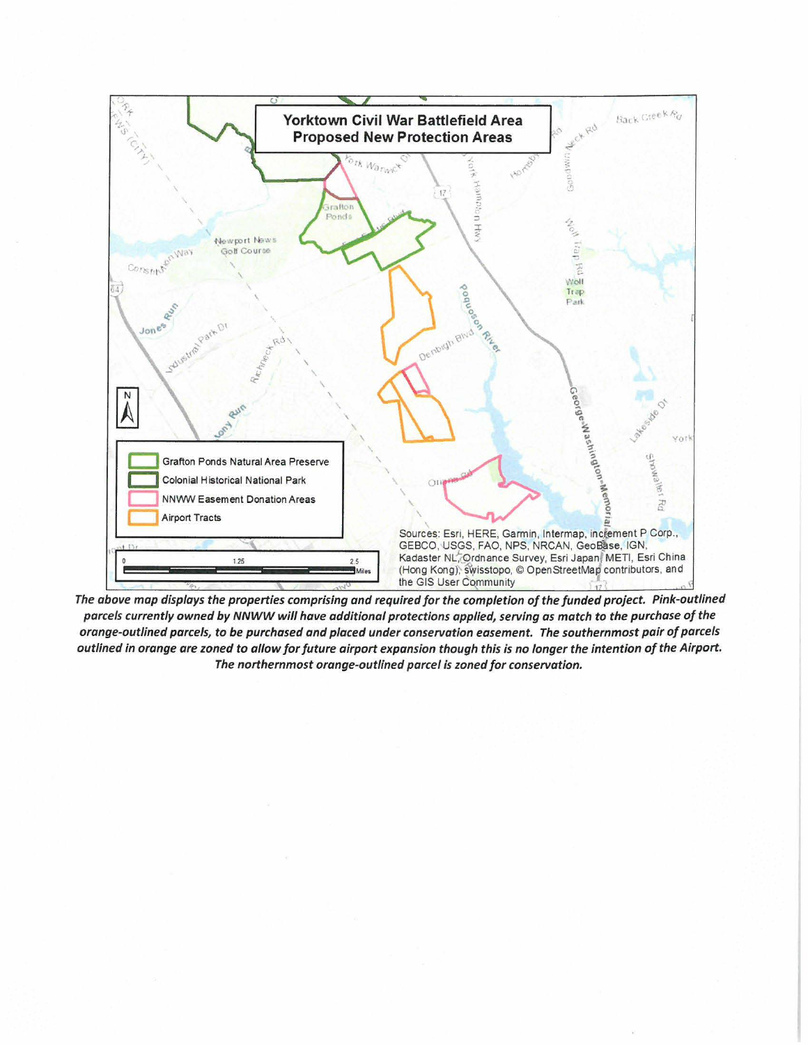**Yorktown Civil War Battlefield Area Proposed New Protection Areas**

- Grafton Ponds Natural Area Preserve
- Colonial Historical National Park
- NNWW Easement Donation Areas
- Airport Tracts

Sources: Esri, HERE, Garmin, Intermap, increment P Corp., GEBCO, USGS, FAO, NPS, NRCAN, GeoBase, IGN, Kadaster NL, Ordnance Survey, Esri Japan, METI, Esri China (Hong Kong), swisstopo, © OpenStreetMap contributors, and the GIS User Community

*The above map displays the properties comprising and required for the completion of the funded project. Pink-outlined parcels currently owned by NNWW will have additional protections applied, serving as match to the purchase of the orange-outlined parcels, to be purchased and placed under conservation easement. The southernmost pair of parcels outlined in orange are zoned to allow for future airport expansion though this is no longer the intention of the Airport. The northernmost orange-outlined parcel is zoned for conservation.*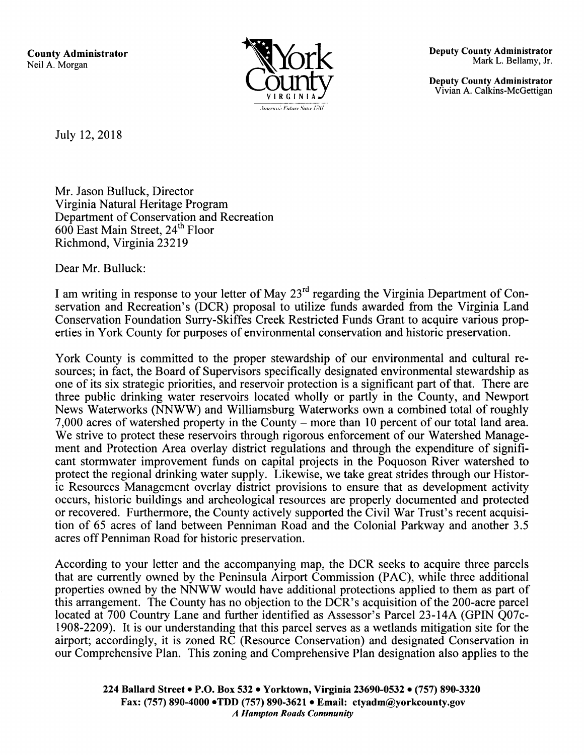**County Administrator**
Neil A. Morgan

York County
VIRGINIA
America's Future Since 1781

**Deputy County Administrator**
Mark L. Bellamy, Jr.

**Deputy County Administrator**
Vivian A. Calkins-McGettigan

July 12, 2018

Mr. Jason Bulluck, Director
Virginia Natural Heritage Program
Department of Conservation and Recreation
600 East Main Street, 24th Floor
Richmond, Virginia 23219

Dear Mr. Bulluck:

I am writing in response to your letter of May 23rd regarding the Virginia Department of Conservation and Recreation's (DCR) proposal to utilize funds awarded from the Virginia Land Conservation Foundation Surry-Skiffes Creek Restricted Funds Grant to acquire various properties in York County for purposes of environmental conservation and historic preservation.

York County is committed to the proper stewardship of our environmental and cultural resources; in fact, the Board of Supervisors specifically designated environmental stewardship as one of its six strategic priorities, and reservoir protection is a significant part of that. There are three public drinking water reservoirs located wholly or partly in the County, and Newport News Waterworks (NNWW) and Williamsburg Waterworks own a combined total of roughly 7,000 acres of watershed property in the County – more than 10 percent of our total land area. We strive to protect these reservoirs through rigorous enforcement of our Watershed Management and Protection Area overlay district regulations and through the expenditure of significant stormwater improvement funds on capital projects in the Poquoson River watershed to protect the regional drinking water supply. Likewise, we take great strides through our Historic Resources Management overlay district provisions to ensure that as development activity occurs, historic buildings and archeological resources are properly documented and protected or recovered. Furthermore, the County actively supported the Civil War Trust's recent acquisition of 65 acres of land between Penniman Road and the Colonial Parkway and another 3.5 acres off Penniman Road for historic preservation.

According to your letter and the accompanying map, the DCR seeks to acquire three parcels that are currently owned by the Peninsula Airport Commission (PAC), while three additional properties owned by the NNWW would have additional protections applied to them as part of this arrangement. The County has no objection to the DCR's acquisition of the 200-acre parcel located at 700 Country Lane and further identified as Assessor's Parcel 23-14A (GPIN Q07c-1908-2209). It is our understanding that this parcel serves as a wetlands mitigation site for the airport; accordingly, it is zoned RC (Resource Conservation) and designated Conservation in our Comprehensive Plan. This zoning and Comprehensive Plan designation also applies to the

**224 Ballard Street • P.O. Box 532 • Yorktown, Virginia 23690-0532 • (757) 890-3320**
**Fax: (757) 890-4000 •TDD (757) 890-3621 • Email: ctyadm@yorkcounty.gov**
***A Hampton Roads Community***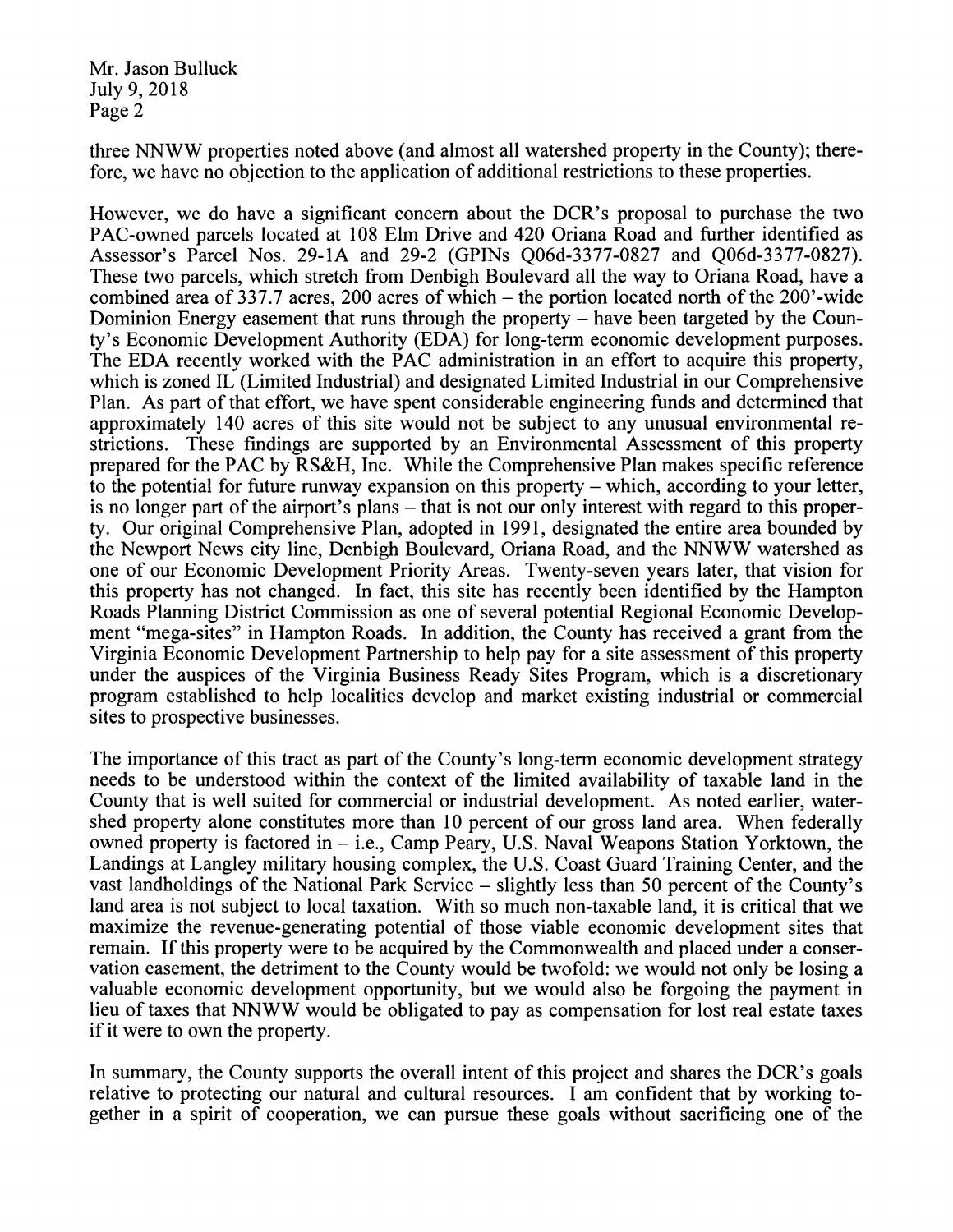three NNWW properties noted above (and almost all watershed property in the County); therefore, we have no objection to the application of additional restrictions to these properties.

However, we do have a significant concern about the DCR's proposal to purchase the two PAC-owned parcels located at 108 Elm Drive and 420 Oriana Road and further identified as Assessor's Parcel Nos. 29-1A and 29-2 (GPINs Q06d-3377-0827 and Q06d-3377-0827). These two parcels, which stretch from Denbigh Boulevard all the way to Oriana Road, have a combined area of 337.7 acres, 200 acres of which – the portion located north of the 200'-wide Dominion Energy easement that runs through the property – have been targeted by the County's Economic Development Authority (EDA) for long-term economic development purposes. The EDA recently worked with the PAC administration in an effort to acquire this property, which is zoned IL (Limited Industrial) and designated Limited Industrial in our Comprehensive Plan. As part of that effort, we have spent considerable engineering funds and determined that approximately 140 acres of this site would not be subject to any unusual environmental restrictions. These findings are supported by an Environmental Assessment of this property prepared for the PAC by RS&H, Inc. While the Comprehensive Plan makes specific reference to the potential for future runway expansion on this property – which, according to your letter, is no longer part of the airport's plans – that is not our only interest with regard to this property. Our original Comprehensive Plan, adopted in 1991, designated the entire area bounded by the Newport News city line, Denbigh Boulevard, Oriana Road, and the NNWW watershed as one of our Economic Development Priority Areas. Twenty-seven years later, that vision for this property has not changed. In fact, this site has recently been identified by the Hampton Roads Planning District Commission as one of several potential Regional Economic Development "mega-sites" in Hampton Roads. In addition, the County has received a grant from the Virginia Economic Development Partnership to help pay for a site assessment of this property under the auspices of the Virginia Business Ready Sites Program, which is a discretionary program established to help localities develop and market existing industrial or commercial sites to prospective businesses.

The importance of this tract as part of the County's long-term economic development strategy needs to be understood within the context of the limited availability of taxable land in the County that is well suited for commercial or industrial development. As noted earlier, watershed property alone constitutes more than 10 percent of our gross land area. When federally owned property is factored in – i.e., Camp Peary, U.S. Naval Weapons Station Yorktown, the Landings at Langley military housing complex, the U.S. Coast Guard Training Center, and the vast landholdings of the National Park Service – slightly less than 50 percent of the County's land area is not subject to local taxation. With so much non-taxable land, it is critical that we maximize the revenue-generating potential of those viable economic development sites that remain. If this property were to be acquired by the Commonwealth and placed under a conservation easement, the detriment to the County would be twofold: we would not only be losing a valuable economic development opportunity, but we would also be forgoing the payment in lieu of taxes that NNWW would be obligated to pay as compensation for lost real estate taxes if it were to own the property.

In summary, the County supports the overall intent of this project and shares the DCR's goals relative to protecting our natural and cultural resources. I am confident that by working together in a spirit of cooperation, we can pursue these goals without sacrificing one of the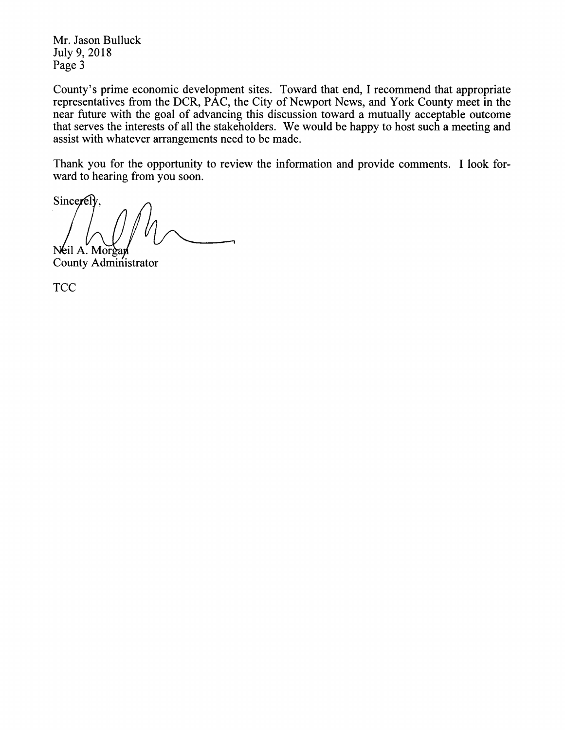Mr. Jason Bulluck
July 9, 2018
Page 3

County's prime economic development sites. Toward that end, I recommend that appropriate representatives from the DCR, PAC, the City of Newport News, and York County meet in the near future with the goal of advancing this discussion toward a mutually acceptable outcome that serves the interests of all the stakeholders. We would be happy to host such a meeting and assist with whatever arrangements need to be made.

Thank you for the opportunity to review the information and provide comments. I look forward to hearing from you soon.

Sincerely,

Neil A. Morgan
County Administrator

TCC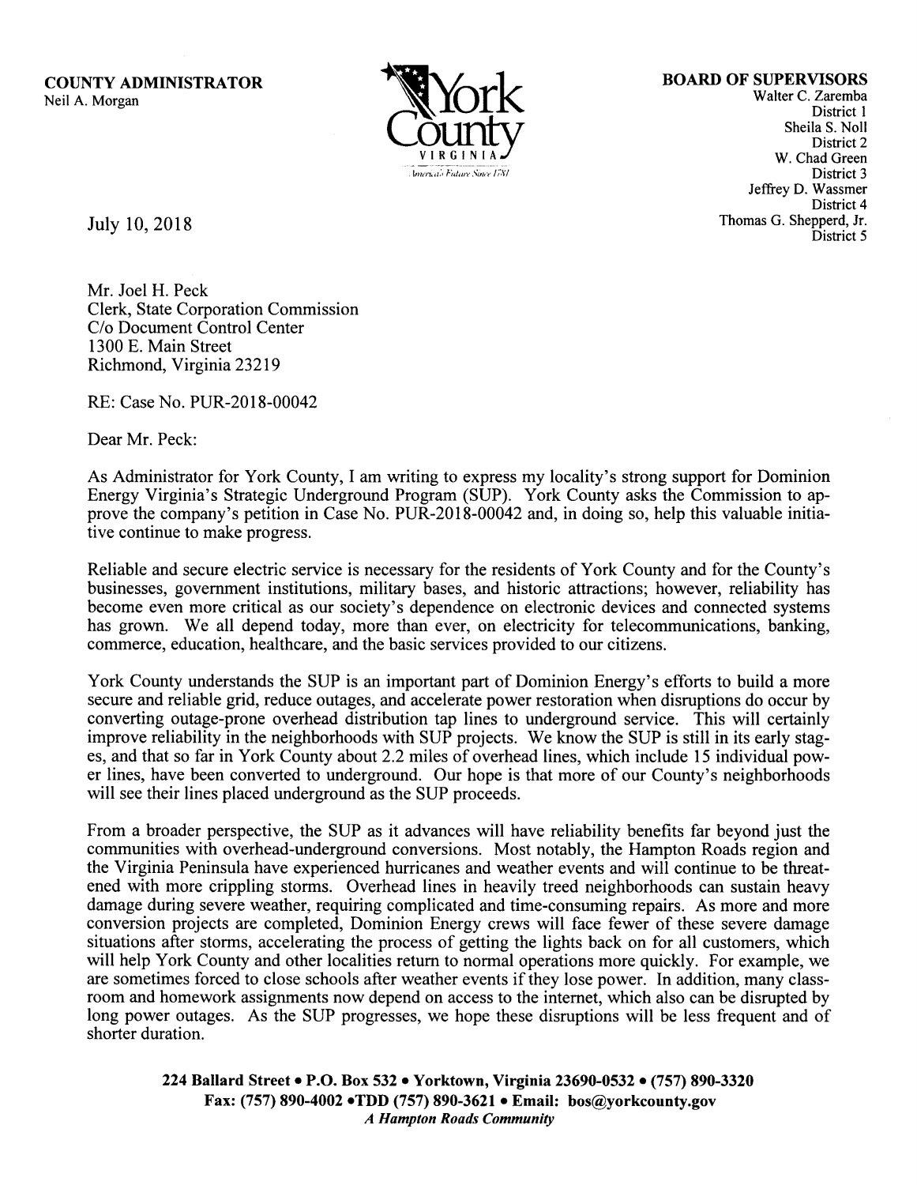**COUNTY ADMINISTRATOR**
Neil A. Morgan

York County
VIRGINIA
America's Future Since 1781

**BOARD OF SUPERVISORS**
Walter C. Zaremba
District 1
Sheila S. Noll
District 2
W. Chad Green
District 3
Jeffrey D. Wassmer
District 4
Thomas G. Shepperd, Jr.
District 5

July 10, 2018

Mr. Joel H. Peck
Clerk, State Corporation Commission
C/o Document Control Center
1300 E. Main Street
Richmond, Virginia 23219

RE: Case No. PUR-2018-00042

Dear Mr. Peck:

As Administrator for York County, I am writing to express my locality's strong support for Dominion Energy Virginia's Strategic Underground Program (SUP). York County asks the Commission to approve the company's petition in Case No. PUR-2018-00042 and, in doing so, help this valuable initiative continue to make progress.

Reliable and secure electric service is necessary for the residents of York County and for the County's businesses, government institutions, military bases, and historic attractions; however, reliability has become even more critical as our society's dependence on electronic devices and connected systems has grown. We all depend today, more than ever, on electricity for telecommunications, banking, commerce, education, healthcare, and the basic services provided to our citizens.

York County understands the SUP is an important part of Dominion Energy's efforts to build a more secure and reliable grid, reduce outages, and accelerate power restoration when disruptions do occur by converting outage-prone overhead distribution tap lines to underground service. This will certainly improve reliability in the neighborhoods with SUP projects. We know the SUP is still in its early stages, and that so far in York County about 2.2 miles of overhead lines, which include 15 individual power lines, have been converted to underground. Our hope is that more of our County's neighborhoods will see their lines placed underground as the SUP proceeds.

From a broader perspective, the SUP as it advances will have reliability benefits far beyond just the communities with overhead-underground conversions. Most notably, the Hampton Roads region and the Virginia Peninsula have experienced hurricanes and weather events and will continue to be threatened with more crippling storms. Overhead lines in heavily treed neighborhoods can sustain heavy damage during severe weather, requiring complicated and time-consuming repairs. As more and more conversion projects are completed, Dominion Energy crews will face fewer of these severe damage situations after storms, accelerating the process of getting the lights back on for all customers, which will help York County and other localities return to normal operations more quickly. For example, we are sometimes forced to close schools after weather events if they lose power. In addition, many classroom and homework assignments now depend on access to the internet, which also can be disrupted by long power outages. As the SUP progresses, we hope these disruptions will be less frequent and of shorter duration.

**224 Ballard Street • P.O. Box 532 • Yorktown, Virginia 23690-0532 • (757) 890-3320**
**Fax: (757) 890-4002 •TDD (757) 890-3621 • Email: bos@yorkcounty.gov**
***A Hampton Roads Community***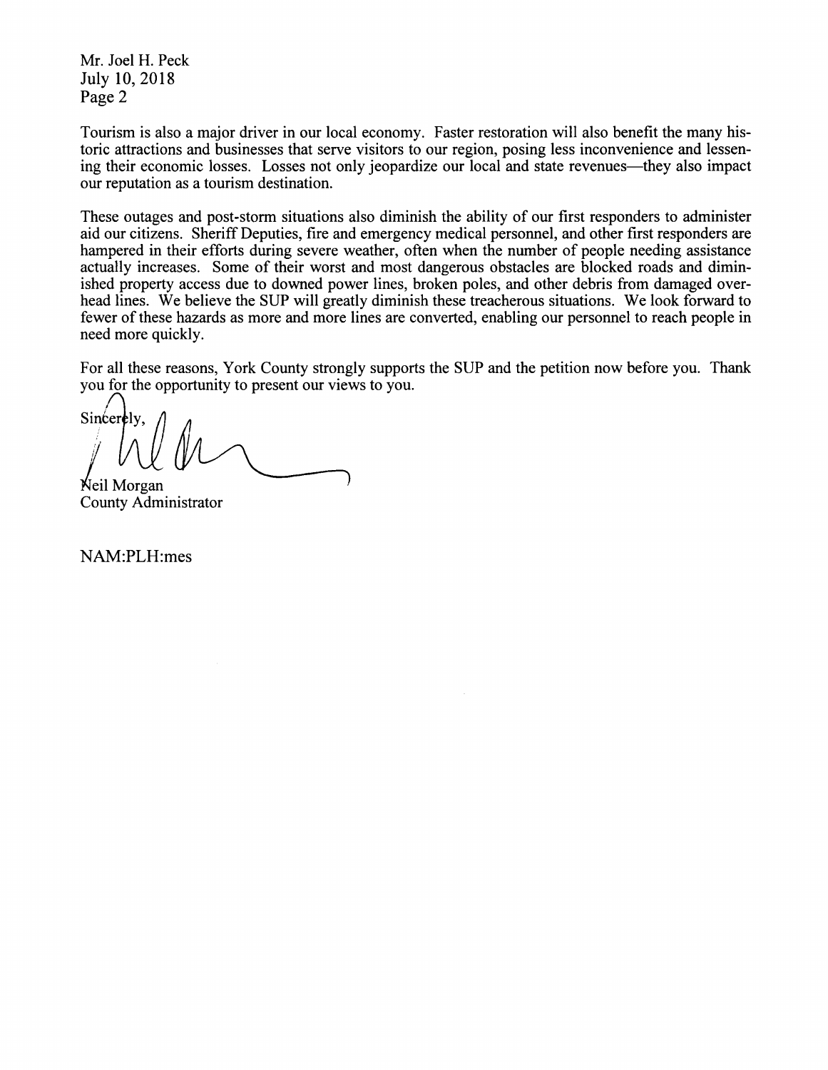Mr. Joel H. Peck
July 10, 2018
Page 2

Tourism is also a major driver in our local economy. Faster restoration will also benefit the many historic attractions and businesses that serve visitors to our region, posing less inconvenience and lessening their economic losses. Losses not only jeopardize our local and state revenues—they also impact our reputation as a tourism destination.

These outages and post-storm situations also diminish the ability of our first responders to administer aid our citizens. Sheriff Deputies, fire and emergency medical personnel, and other first responders are hampered in their efforts during severe weather, often when the number of people needing assistance actually increases. Some of their worst and most dangerous obstacles are blocked roads and diminished property access due to downed power lines, broken poles, and other debris from damaged overhead lines. We believe the SUP will greatly diminish these treacherous situations. We look forward to fewer of these hazards as more and more lines are converted, enabling our personnel to reach people in need more quickly.

For all these reasons, York County strongly supports the SUP and the petition now before you. Thank you for the opportunity to present our views to you.

Sincerely,

Neil Morgan
County Administrator

NAM:PLH:mes